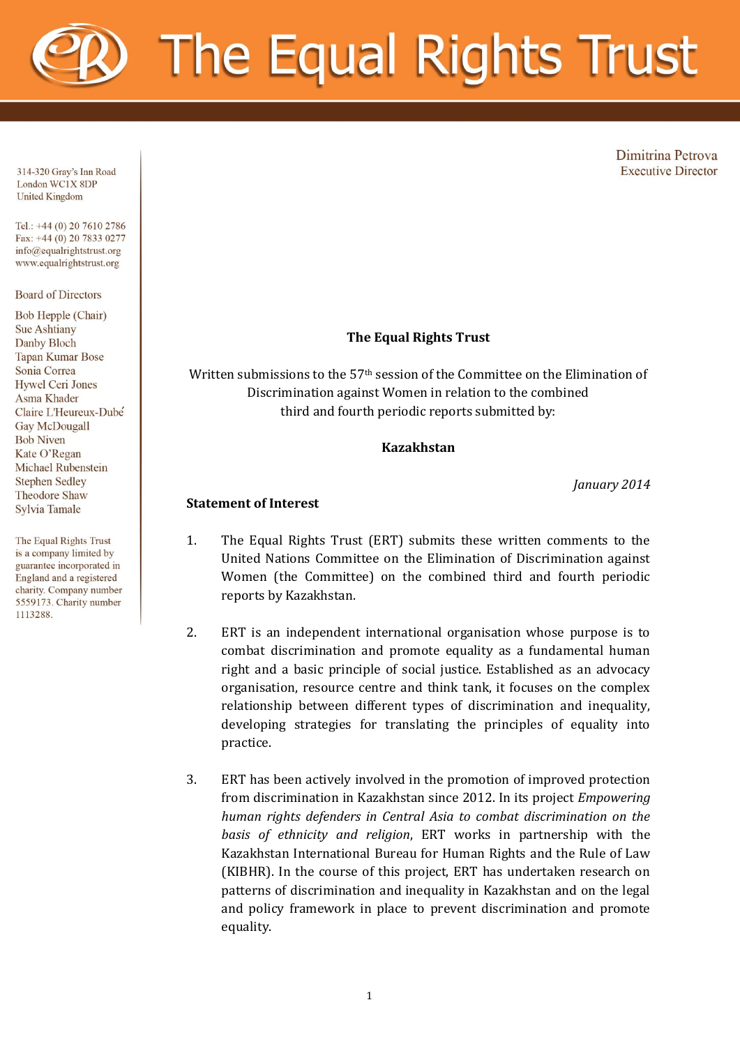# The Equal Rights Trust

314-320 Gray's Inn Road
London WC1X 8DP
United Kingdom

Tel.: +44 (0) 20 7610 2786
Fax: +44 (0) 20 7833 0277
info@equalrightstrust.org
www.equalrightstrust.org

Board of Directors

Bob Hepple (Chair)
Sue Ashtiany
Danby Bloch
Tapan Kumar Bose
Sonia Correa
Hywel Ceri Jones
Asma Khader
Claire L'Heureux-Dubé
Gay McDougall
Bob Niven
Kate O'Regan
Michael Rubenstein
Stephen Sedley
Theodore Shaw
Sylvia Tamale

The Equal Rights Trust is a company limited by guarantee incorporated in England and a registered charity. Company number 5559173. Charity number 1113288.

Dimitrina Petrova
Executive Director

**The Equal Rights Trust**

Written submissions to the 57th session of the Committee on the Elimination of Discrimination against Women in relation to the combined third and fourth periodic reports submitted by:

**Kazakhstan**

*January 2014*

## Statement of Interest

1. The Equal Rights Trust (ERT) submits these written comments to the United Nations Committee on the Elimination of Discrimination against Women (the Committee) on the combined third and fourth periodic reports by Kazakhstan.

2. ERT is an independent international organisation whose purpose is to combat discrimination and promote equality as a fundamental human right and a basic principle of social justice. Established as an advocacy organisation, resource centre and think tank, it focuses on the complex relationship between different types of discrimination and inequality, developing strategies for translating the principles of equality into practice.

3. ERT has been actively involved in the promotion of improved protection from discrimination in Kazakhstan since 2012. In its project *Empowering human rights defenders in Central Asia to combat discrimination on the basis of ethnicity and religion*, ERT works in partnership with the Kazakhstan International Bureau for Human Rights and the Rule of Law (KIBHR). In the course of this project, ERT has undertaken research on patterns of discrimination and inequality in Kazakhstan and on the legal and policy framework in place to prevent discrimination and promote equality.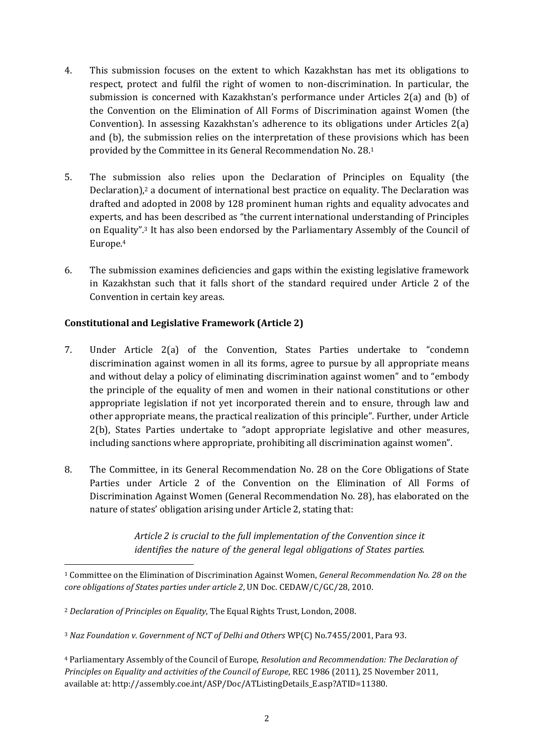4. This submission focuses on the extent to which Kazakhstan has met its obligations to respect, protect and fulfil the right of women to non-discrimination. In particular, the submission is concerned with Kazakhstan's performance under Articles 2(a) and (b) of the Convention on the Elimination of All Forms of Discrimination against Women (the Convention). In assessing Kazakhstan's adherence to its obligations under Articles 2(a) and (b), the submission relies on the interpretation of these provisions which has been provided by the Committee in its General Recommendation No. 28.[1]

5. The submission also relies upon the Declaration of Principles on Equality (the Declaration),[2] a document of international best practice on equality. The Declaration was drafted and adopted in 2008 by 128 prominent human rights and equality advocates and experts, and has been described as "the current international understanding of Principles on Equality".[3] It has also been endorsed by the Parliamentary Assembly of the Council of Europe.[4]

6. The submission examines deficiencies and gaps within the existing legislative framework in Kazakhstan such that it falls short of the standard required under Article 2 of the Convention in certain key areas.

**Constitutional and Legislative Framework (Article 2)**

7. Under Article 2(a) of the Convention, States Parties undertake to "condemn discrimination against women in all its forms, agree to pursue by all appropriate means and without delay a policy of eliminating discrimination against women" and to "embody the principle of the equality of men and women in their national constitutions or other appropriate legislation if not yet incorporated therein and to ensure, through law and other appropriate means, the practical realization of this principle". Further, under Article 2(b), States Parties undertake to "adopt appropriate legislative and other measures, including sanctions where appropriate, prohibiting all discrimination against women".

8. The Committee, in its General Recommendation No. 28 on the Core Obligations of State Parties under Article 2 of the Convention on the Elimination of All Forms of Discrimination Against Women (General Recommendation No. 28), has elaborated on the nature of states' obligation arising under Article 2, stating that:

> *Article 2 is crucial to the full implementation of the Convention since it identifies the nature of the general legal obligations of States parties.*

---

[1] Committee on the Elimination of Discrimination Against Women, *General Recommendation No. 28 on the core obligations of States parties under article 2*, UN Doc. CEDAW/C/GC/28, 2010.

[2] *Declaration of Principles on Equality*, The Equal Rights Trust, London, 2008.

[3] *Naz Foundation v. Government of NCT of Delhi and Others* WP(C) No.7455/2001, Para 93.

[4] Parliamentary Assembly of the Council of Europe, *Resolution and Recommendation: The Declaration of Principles on Equality and activities of the Council of Europe*, REC 1986 (2011), 25 November 2011, available at: http://assembly.coe.int/ASP/Doc/ATListingDetails_E.asp?ATID=11380.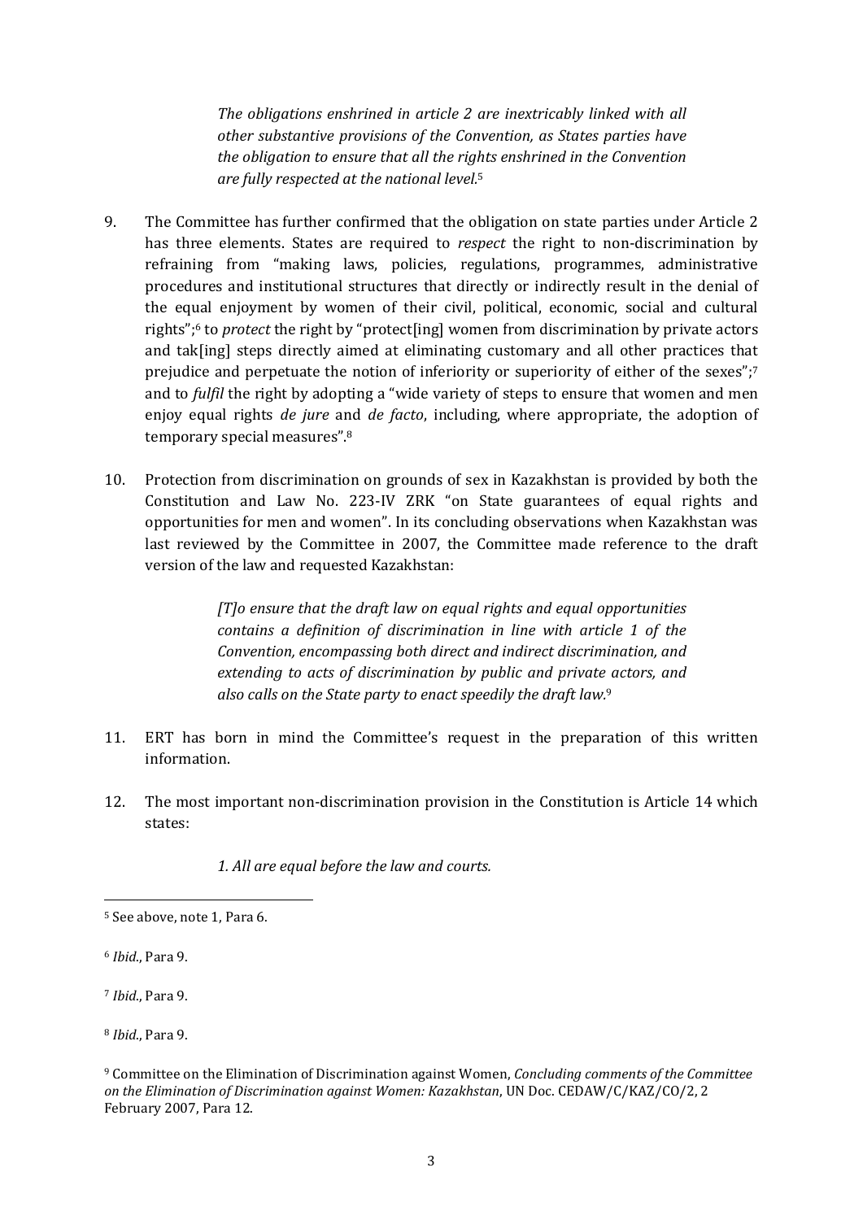> *The obligations enshrined in article 2 are inextricably linked with all other substantive provisions of the Convention, as States parties have the obligation to ensure that all the rights enshrined in the Convention are fully respected at the national level.*[5]

9. The Committee has further confirmed that the obligation on state parties under Article 2 has three elements. States are required to *respect* the right to non-discrimination by refraining from "making laws, policies, regulations, programmes, administrative procedures and institutional structures that directly or indirectly result in the denial of the equal enjoyment by women of their civil, political, economic, social and cultural rights";[6] to *protect* the right by "protect[ing] women from discrimination by private actors and tak[ing] steps directly aimed at eliminating customary and all other practices that prejudice and perpetuate the notion of inferiority or superiority of either of the sexes";[7] and to *fulfil* the right by adopting a "wide variety of steps to ensure that women and men enjoy equal rights *de jure* and *de facto*, including, where appropriate, the adoption of temporary special measures".[8]

10. Protection from discrimination on grounds of sex in Kazakhstan is provided by both the Constitution and Law No. 223-IV ZRK "on State guarantees of equal rights and opportunities for men and women". In its concluding observations when Kazakhstan was last reviewed by the Committee in 2007, the Committee made reference to the draft version of the law and requested Kazakhstan:

> *[T]o ensure that the draft law on equal rights and equal opportunities contains a definition of discrimination in line with article 1 of the Convention, encompassing both direct and indirect discrimination, and extending to acts of discrimination by public and private actors, and also calls on the State party to enact speedily the draft law.*[9]

11. ERT has born in mind the Committee's request in the preparation of this written information.

12. The most important non-discrimination provision in the Constitution is Article 14 which states:

> *1. All are equal before the law and courts.*

---

[5] See above, note 1, Para 6.

[6] *Ibid.*, Para 9.

[7] *Ibid.*, Para 9.

[8] *Ibid.*, Para 9.

[9] Committee on the Elimination of Discrimination against Women, *Concluding comments of the Committee on the Elimination of Discrimination against Women: Kazakhstan*, UN Doc. CEDAW/C/KAZ/CO/2, 2 February 2007, Para 12.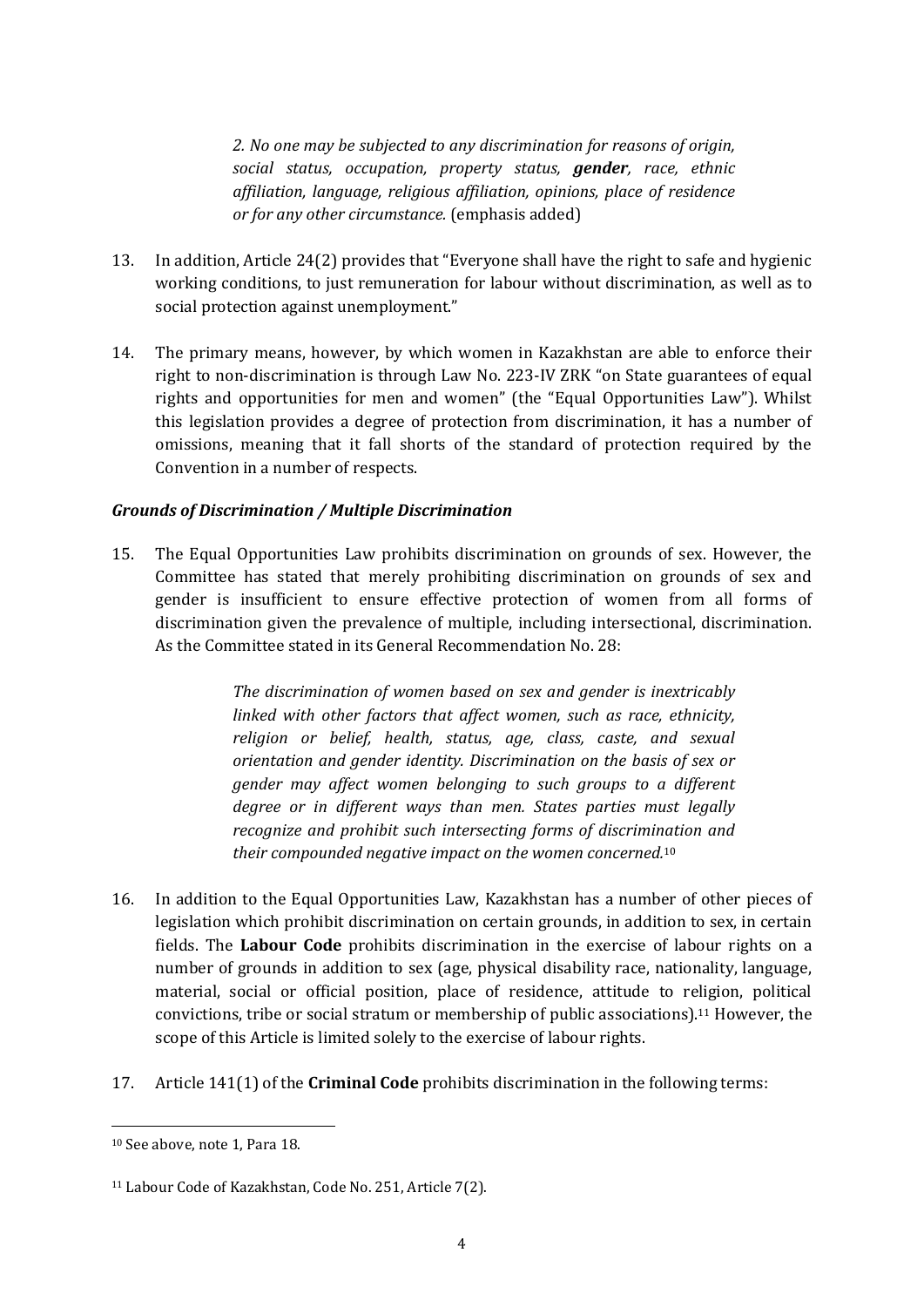> *2. No one may be subjected to any discrimination for reasons of origin, social status, occupation, property status, **gender**, race, ethnic affiliation, language, religious affiliation, opinions, place of residence or for any other circumstance.* (emphasis added)

13. In addition, Article 24(2) provides that "Everyone shall have the right to safe and hygienic working conditions, to just remuneration for labour without discrimination, as well as to social protection against unemployment."

14. The primary means, however, by which women in Kazakhstan are able to enforce their right to non-discrimination is through Law No. 223-IV ZRK "on State guarantees of equal rights and opportunities for men and women" (the "Equal Opportunities Law"). Whilst this legislation provides a degree of protection from discrimination, it has a number of omissions, meaning that it fall shorts of the standard of protection required by the Convention in a number of respects.

***Grounds of Discrimination / Multiple Discrimination***

15. The Equal Opportunities Law prohibits discrimination on grounds of sex. However, the Committee has stated that merely prohibiting discrimination on grounds of sex and gender is insufficient to ensure effective protection of women from all forms of discrimination given the prevalence of multiple, including intersectional, discrimination. As the Committee stated in its General Recommendation No. 28:

> *The discrimination of women based on sex and gender is inextricably linked with other factors that affect women, such as race, ethnicity, religion or belief, health, status, age, class, caste, and sexual orientation and gender identity. Discrimination on the basis of sex or gender may affect women belonging to such groups to a different degree or in different ways than men. States parties must legally recognize and prohibit such intersecting forms of discrimination and their compounded negative impact on the women concerned.*[10]

16. In addition to the Equal Opportunities Law, Kazakhstan has a number of other pieces of legislation which prohibit discrimination on certain grounds, in addition to sex, in certain fields. The **Labour Code** prohibits discrimination in the exercise of labour rights on a number of grounds in addition to sex (age, physical disability race, nationality, language, material, social or official position, place of residence, attitude to religion, political convictions, tribe or social stratum or membership of public associations).[11] However, the scope of this Article is limited solely to the exercise of labour rights.

17. Article 141(1) of the **Criminal Code** prohibits discrimination in the following terms:

---

[10] See above, note 1, Para 18.

[11] Labour Code of Kazakhstan, Code No. 251, Article 7(2).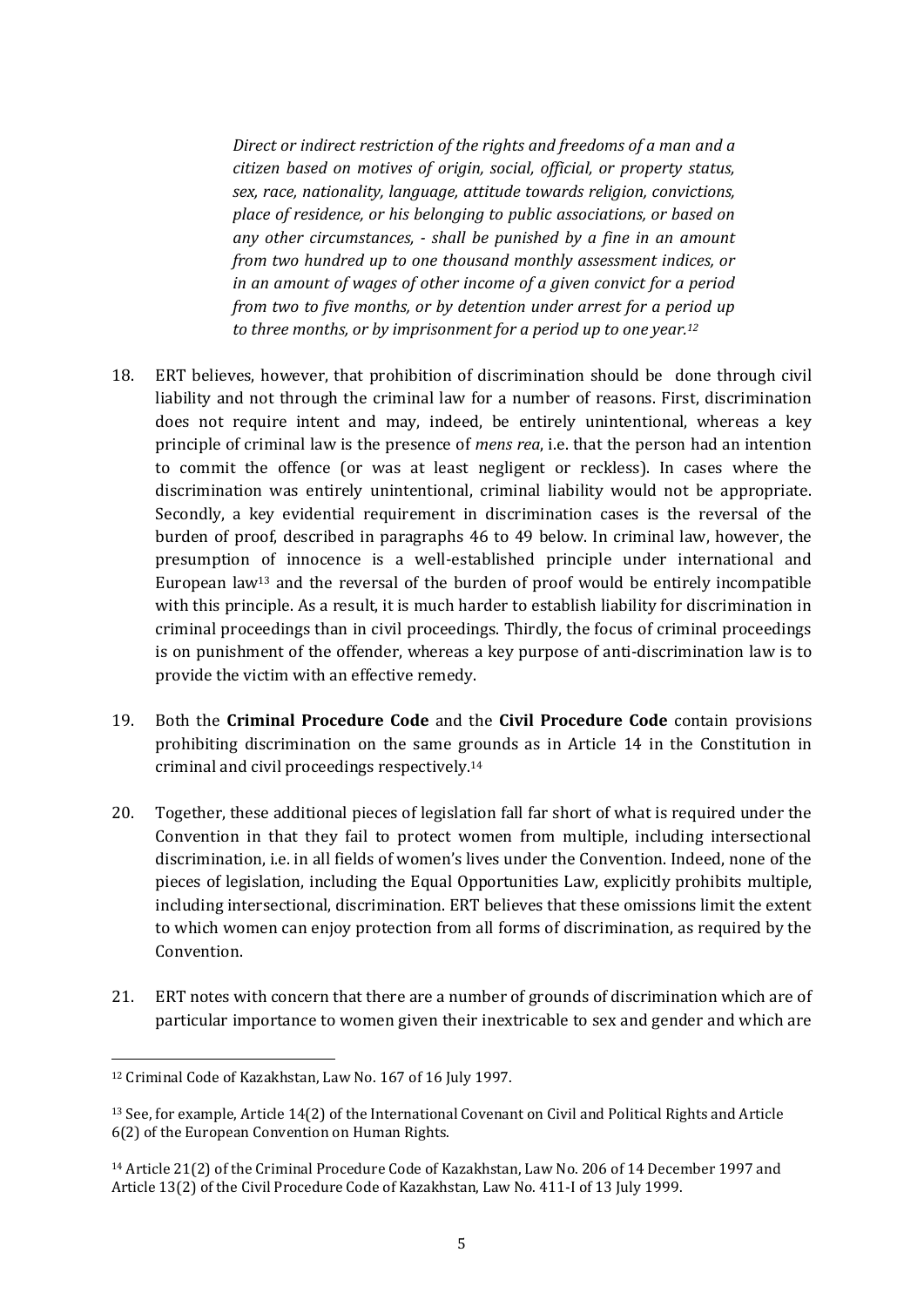> *Direct or indirect restriction of the rights and freedoms of a man and a citizen based on motives of origin, social, official, or property status, sex, race, nationality, language, attitude towards religion, convictions, place of residence, or his belonging to public associations, or based on any other circumstances, - shall be punished by a fine in an amount from two hundred up to one thousand monthly assessment indices, or in an amount of wages of other income of a given convict for a period from two to five months, or by detention under arrest for a period up to three months, or by imprisonment for a period up to one year.*[12]

18. ERT believes, however, that prohibition of discrimination should be done through civil liability and not through the criminal law for a number of reasons. First, discrimination does not require intent and may, indeed, be entirely unintentional, whereas a key principle of criminal law is the presence of *mens rea*, i.e. that the person had an intention to commit the offence (or was at least negligent or reckless). In cases where the discrimination was entirely unintentional, criminal liability would not be appropriate. Secondly, a key evidential requirement in discrimination cases is the reversal of the burden of proof, described in paragraphs 46 to 49 below. In criminal law, however, the presumption of innocence is a well-established principle under international and European law[13] and the reversal of the burden of proof would be entirely incompatible with this principle. As a result, it is much harder to establish liability for discrimination in criminal proceedings than in civil proceedings. Thirdly, the focus of criminal proceedings is on punishment of the offender, whereas a key purpose of anti-discrimination law is to provide the victim with an effective remedy.

19. Both the **Criminal Procedure Code** and the **Civil Procedure Code** contain provisions prohibiting discrimination on the same grounds as in Article 14 in the Constitution in criminal and civil proceedings respectively.[14]

20. Together, these additional pieces of legislation fall far short of what is required under the Convention in that they fail to protect women from multiple, including intersectional discrimination, i.e. in all fields of women's lives under the Convention. Indeed, none of the pieces of legislation, including the Equal Opportunities Law, explicitly prohibits multiple, including intersectional, discrimination. ERT believes that these omissions limit the extent to which women can enjoy protection from all forms of discrimination, as required by the Convention.

21. ERT notes with concern that there are a number of grounds of discrimination which are of particular importance to women given their inextricable to sex and gender and which are

---

[12] Criminal Code of Kazakhstan, Law No. 167 of 16 July 1997.

[13] See, for example, Article 14(2) of the International Covenant on Civil and Political Rights and Article 6(2) of the European Convention on Human Rights.

[14] Article 21(2) of the Criminal Procedure Code of Kazakhstan, Law No. 206 of 14 December 1997 and Article 13(2) of the Civil Procedure Code of Kazakhstan, Law No. 411-I of 13 July 1999.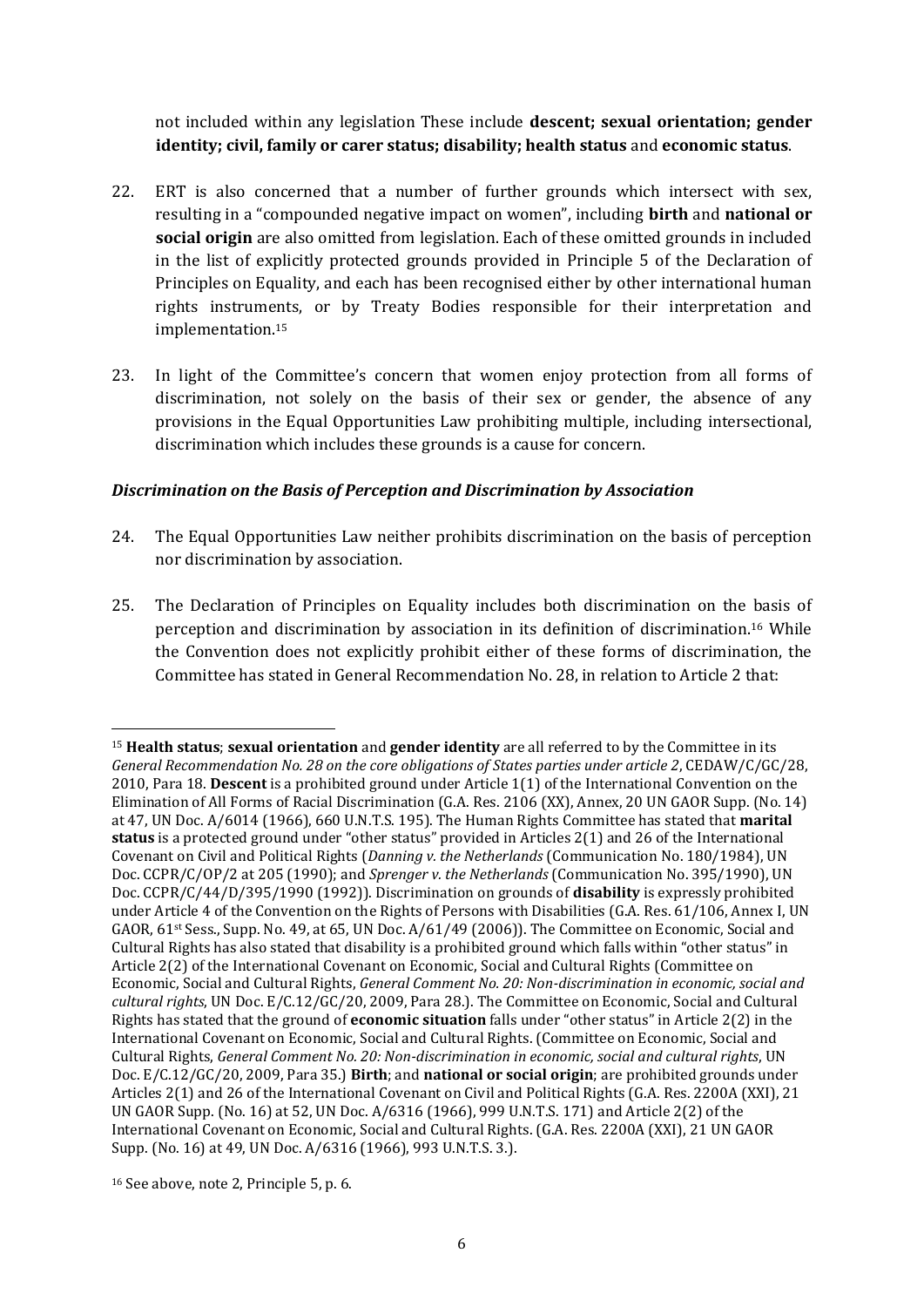not included within any legislation These include **descent; sexual orientation; gender identity; civil, family or carer status; disability; health status** and **economic status**.

22. ERT is also concerned that a number of further grounds which intersect with sex, resulting in a "compounded negative impact on women", including **birth** and **national or social origin** are also omitted from legislation. Each of these omitted grounds in included in the list of explicitly protected grounds provided in Principle 5 of the Declaration of Principles on Equality, and each has been recognised either by other international human rights instruments, or by Treaty Bodies responsible for their interpretation and implementation.[15]

23. In light of the Committee's concern that women enjoy protection from all forms of discrimination, not solely on the basis of their sex or gender, the absence of any provisions in the Equal Opportunities Law prohibiting multiple, including intersectional, discrimination which includes these grounds is a cause for concern.

### *Discrimination on the Basis of Perception and Discrimination by Association*

24. The Equal Opportunities Law neither prohibits discrimination on the basis of perception nor discrimination by association.

25. The Declaration of Principles on Equality includes both discrimination on the basis of perception and discrimination by association in its definition of discrimination.[16] While the Convention does not explicitly prohibit either of these forms of discrimination, the Committee has stated in General Recommendation No. 28, in relation to Article 2 that:

---

[15] **Health status**; **sexual orientation** and **gender identity** are all referred to by the Committee in its *General Recommendation No. 28 on the core obligations of States parties under article 2*, CEDAW/C/GC/28, 2010, Para 18. **Descent** is a prohibited ground under Article 1(1) of the International Convention on the Elimination of All Forms of Racial Discrimination (G.A. Res. 2106 (XX), Annex, 20 UN GAOR Supp. (No. 14) at 47, UN Doc. A/6014 (1966), 660 U.N.T.S. 195). The Human Rights Committee has stated that **marital status** is a protected ground under "other status" provided in Articles 2(1) and 26 of the International Covenant on Civil and Political Rights (*Danning v. the Netherlands* (Communication No. 180/1984), UN Doc. CCPR/C/OP/2 at 205 (1990); and *Sprenger v. the Netherlands* (Communication No. 395/1990), UN Doc. CCPR/C/44/D/395/1990 (1992)). Discrimination on grounds of **disability** is expressly prohibited under Article 4 of the Convention on the Rights of Persons with Disabilities (G.A. Res. 61/106, Annex I, UN GAOR, 61st Sess., Supp. No. 49, at 65, UN Doc. A/61/49 (2006)). The Committee on Economic, Social and Cultural Rights has also stated that disability is a prohibited ground which falls within "other status" in Article 2(2) of the International Covenant on Economic, Social and Cultural Rights (Committee on Economic, Social and Cultural Rights, *General Comment No. 20: Non-discrimination in economic, social and cultural rights*, UN Doc. E/C.12/GC/20, 2009, Para 28.). The Committee on Economic, Social and Cultural Rights has stated that the ground of **economic situation** falls under "other status" in Article 2(2) in the International Covenant on Economic, Social and Cultural Rights. (Committee on Economic, Social and Cultural Rights, *General Comment No. 20: Non-discrimination in economic, social and cultural rights*, UN Doc. E/C.12/GC/20, 2009, Para 35.) **Birth**; and **national or social origin**; are prohibited grounds under Articles 2(1) and 26 of the International Covenant on Civil and Political Rights (G.A. Res. 2200A (XXI), 21 UN GAOR Supp. (No. 16) at 52, UN Doc. A/6316 (1966), 999 U.N.T.S. 171) and Article 2(2) of the International Covenant on Economic, Social and Cultural Rights. (G.A. Res. 2200A (XXI), 21 UN GAOR Supp. (No. 16) at 49, UN Doc. A/6316 (1966), 993 U.N.T.S. 3.).

[16] See above, note 2, Principle 5, p. 6.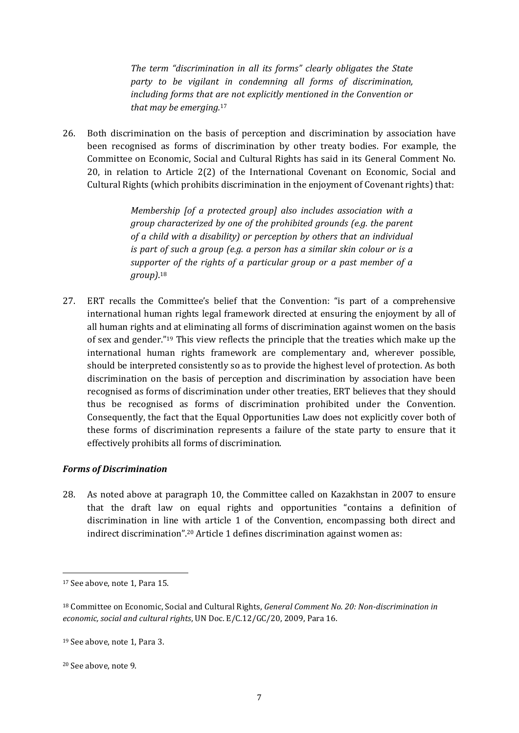> *The term "discrimination in all its forms" clearly obligates the State party to be vigilant in condemning all forms of discrimination, including forms that are not explicitly mentioned in the Convention or that may be emerging.*[17]

26. Both discrimination on the basis of perception and discrimination by association have been recognised as forms of discrimination by other treaty bodies. For example, the Committee on Economic, Social and Cultural Rights has said in its General Comment No. 20, in relation to Article 2(2) of the International Covenant on Economic, Social and Cultural Rights (which prohibits discrimination in the enjoyment of Covenant rights) that:

> *Membership [of a protected group] also includes association with a group characterized by one of the prohibited grounds (e.g. the parent of a child with a disability) or perception by others that an individual is part of such a group (e.g. a person has a similar skin colour or is a supporter of the rights of a particular group or a past member of a group).*[18]

27. ERT recalls the Committee's belief that the Convention: "is part of a comprehensive international human rights legal framework directed at ensuring the enjoyment by all of all human rights and at eliminating all forms of discrimination against women on the basis of sex and gender."[19] This view reflects the principle that the treaties which make up the international human rights framework are complementary and, wherever possible, should be interpreted consistently so as to provide the highest level of protection. As both discrimination on the basis of perception and discrimination by association have been recognised as forms of discrimination under other treaties, ERT believes that they should thus be recognised as forms of discrimination prohibited under the Convention. Consequently, the fact that the Equal Opportunities Law does not explicitly cover both of these forms of discrimination represents a failure of the state party to ensure that it effectively prohibits all forms of discrimination.

### *Forms of Discrimination*

28. As noted above at paragraph 10, the Committee called on Kazakhstan in 2007 to ensure that the draft law on equal rights and opportunities "contains a definition of discrimination in line with article 1 of the Convention, encompassing both direct and indirect discrimination".[20] Article 1 defines discrimination against women as:

---

[17] See above, note 1, Para 15.

[18] Committee on Economic, Social and Cultural Rights, *General Comment No. 20: Non-discrimination in economic, social and cultural rights*, UN Doc. E/C.12/GC/20, 2009, Para 16.

[19] See above, note 1, Para 3.

[20] See above, note 9.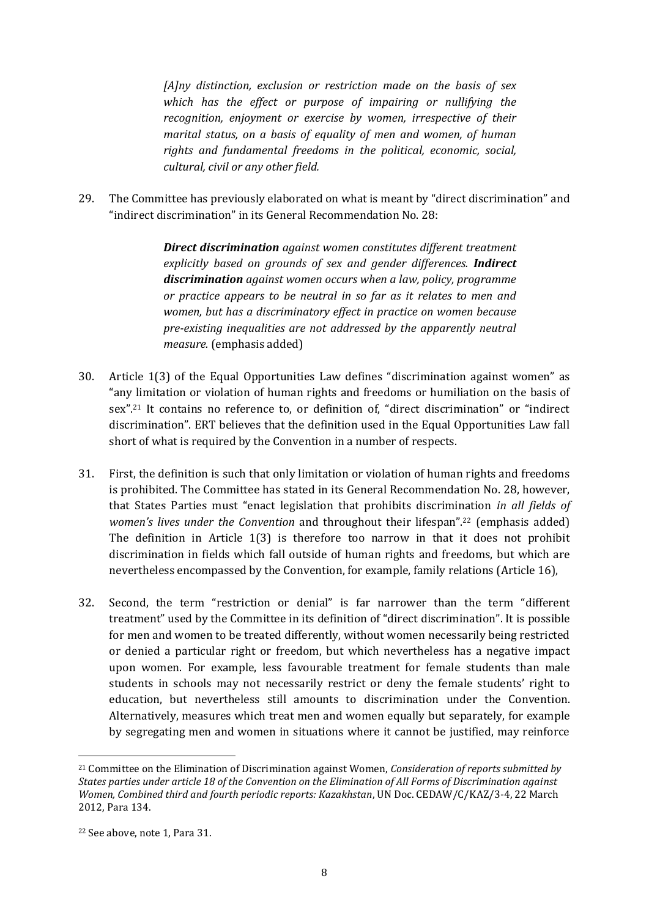> *[A]ny distinction, exclusion or restriction made on the basis of sex which has the effect or purpose of impairing or nullifying the recognition, enjoyment or exercise by women, irrespective of their marital status, on a basis of equality of men and women, of human rights and fundamental freedoms in the political, economic, social, cultural, civil or any other field.*

29. The Committee has previously elaborated on what is meant by "direct discrimination" and "indirect discrimination" in its General Recommendation No. 28:

> ***Direct discrimination*** *against women constitutes different treatment explicitly based on grounds of sex and gender differences.* ***Indirect discrimination*** *against women occurs when a law, policy, programme or practice appears to be neutral in so far as it relates to men and women, but has a discriminatory effect in practice on women because pre-existing inequalities are not addressed by the apparently neutral measure.* (emphasis added)

30. Article 1(3) of the Equal Opportunities Law defines "discrimination against women" as "any limitation or violation of human rights and freedoms or humiliation on the basis of sex".[21] It contains no reference to, or definition of, "direct discrimination" or "indirect discrimination". ERT believes that the definition used in the Equal Opportunities Law fall short of what is required by the Convention in a number of respects.

31. First, the definition is such that only limitation or violation of human rights and freedoms is prohibited. The Committee has stated in its General Recommendation No. 28, however, that States Parties must "enact legislation that prohibits discrimination *in all fields of women's lives under the Convention* and throughout their lifespan".[22] (emphasis added) The definition in Article 1(3) is therefore too narrow in that it does not prohibit discrimination in fields which fall outside of human rights and freedoms, but which are nevertheless encompassed by the Convention, for example, family relations (Article 16),

32. Second, the term "restriction or denial" is far narrower than the term "different treatment" used by the Committee in its definition of "direct discrimination". It is possible for men and women to be treated differently, without women necessarily being restricted or denied a particular right or freedom, but which nevertheless has a negative impact upon women. For example, less favourable treatment for female students than male students in schools may not necessarily restrict or deny the female students' right to education, but nevertheless still amounts to discrimination under the Convention. Alternatively, measures which treat men and women equally but separately, for example by segregating men and women in situations where it cannot be justified, may reinforce

---

[21] Committee on the Elimination of Discrimination against Women, *Consideration of reports submitted by States parties under article 18 of the Convention on the Elimination of All Forms of Discrimination against Women, Combined third and fourth periodic reports: Kazakhstan*, UN Doc. CEDAW/C/KAZ/3-4, 22 March 2012, Para 134.

[22] See above, note 1, Para 31.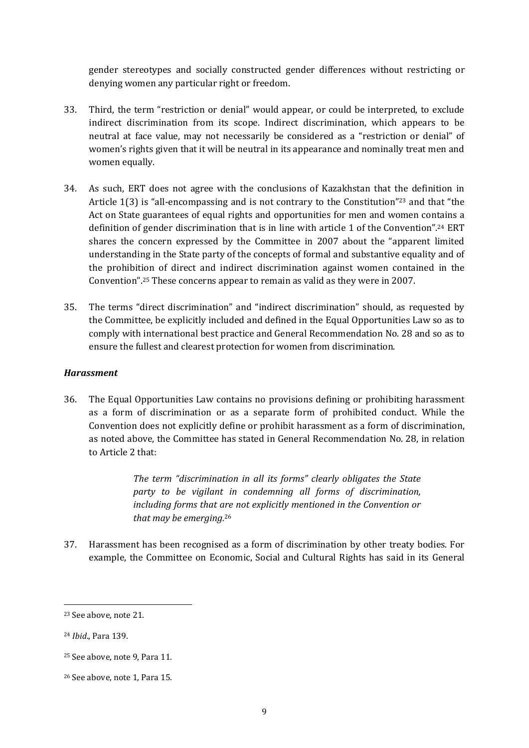gender stereotypes and socially constructed gender differences without restricting or denying women any particular right or freedom.

33. Third, the term "restriction or denial" would appear, or could be interpreted, to exclude indirect discrimination from its scope. Indirect discrimination, which appears to be neutral at face value, may not necessarily be considered as a "restriction or denial" of women's rights given that it will be neutral in its appearance and nominally treat men and women equally.

34. As such, ERT does not agree with the conclusions of Kazakhstan that the definition in Article 1(3) is "all-encompassing and is not contrary to the Constitution"[23] and that "the Act on State guarantees of equal rights and opportunities for men and women contains a definition of gender discrimination that is in line with article 1 of the Convention".[24] ERT shares the concern expressed by the Committee in 2007 about the "apparent limited understanding in the State party of the concepts of formal and substantive equality and of the prohibition of direct and indirect discrimination against women contained in the Convention".[25] These concerns appear to remain as valid as they were in 2007.

35. The terms "direct discrimination" and "indirect discrimination" should, as requested by the Committee, be explicitly included and defined in the Equal Opportunities Law so as to comply with international best practice and General Recommendation No. 28 and so as to ensure the fullest and clearest protection for women from discrimination.

***Harassment***

36. The Equal Opportunities Law contains no provisions defining or prohibiting harassment as a form of discrimination or as a separate form of prohibited conduct. While the Convention does not explicitly define or prohibit harassment as a form of discrimination, as noted above, the Committee has stated in General Recommendation No. 28, in relation to Article 2 that:

> *The term "discrimination in all its forms" clearly obligates the State party to be vigilant in condemning all forms of discrimination, including forms that are not explicitly mentioned in the Convention or that may be emerging.*[26]

37. Harassment has been recognised as a form of discrimination by other treaty bodies. For example, the Committee on Economic, Social and Cultural Rights has said in its General

---

[23] See above, note 21.

[24] *Ibid*., Para 139.

[25] See above, note 9, Para 11.

[26] See above, note 1, Para 15.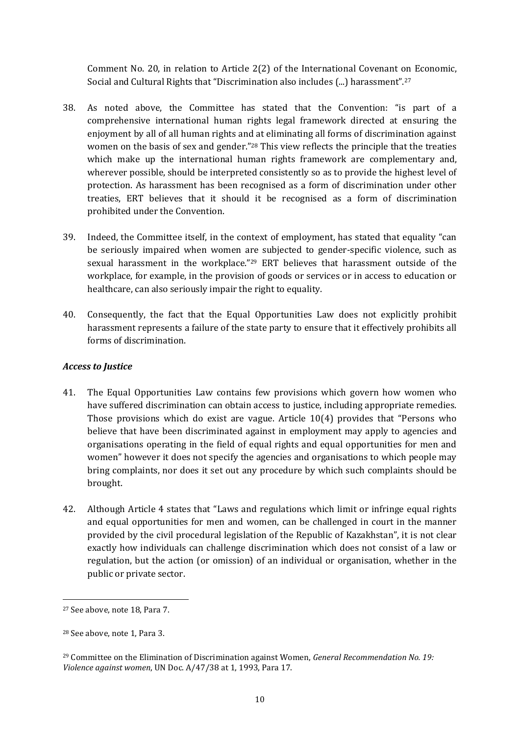Comment No. 20, in relation to Article 2(2) of the International Covenant on Economic, Social and Cultural Rights that "Discrimination also includes (...) harassment".[27]

38. As noted above, the Committee has stated that the Convention: "is part of a comprehensive international human rights legal framework directed at ensuring the enjoyment by all of all human rights and at eliminating all forms of discrimination against women on the basis of sex and gender."[28] This view reflects the principle that the treaties which make up the international human rights framework are complementary and, wherever possible, should be interpreted consistently so as to provide the highest level of protection. As harassment has been recognised as a form of discrimination under other treaties, ERT believes that it should it be recognised as a form of discrimination prohibited under the Convention.

39. Indeed, the Committee itself, in the context of employment, has stated that equality "can be seriously impaired when women are subjected to gender-specific violence, such as sexual harassment in the workplace."[29] ERT believes that harassment outside of the workplace, for example, in the provision of goods or services or in access to education or healthcare, can also seriously impair the right to equality.

40. Consequently, the fact that the Equal Opportunities Law does not explicitly prohibit harassment represents a failure of the state party to ensure that it effectively prohibits all forms of discrimination.

***Access to Justice***

41. The Equal Opportunities Law contains few provisions which govern how women who have suffered discrimination can obtain access to justice, including appropriate remedies. Those provisions which do exist are vague. Article 10(4) provides that "Persons who believe that have been discriminated against in employment may apply to agencies and organisations operating in the field of equal rights and equal opportunities for men and women" however it does not specify the agencies and organisations to which people may bring complaints, nor does it set out any procedure by which such complaints should be brought.

42. Although Article 4 states that "Laws and regulations which limit or infringe equal rights and equal opportunities for men and women, can be challenged in court in the manner provided by the civil procedural legislation of the Republic of Kazakhstan", it is not clear exactly how individuals can challenge discrimination which does not consist of a law or regulation, but the action (or omission) of an individual or organisation, whether in the public or private sector.

---

[27] See above, note 18, Para 7.

[28] See above, note 1, Para 3.

[29] Committee on the Elimination of Discrimination against Women, *General Recommendation No. 19: Violence against women*, UN Doc. A/47/38 at 1, 1993, Para 17.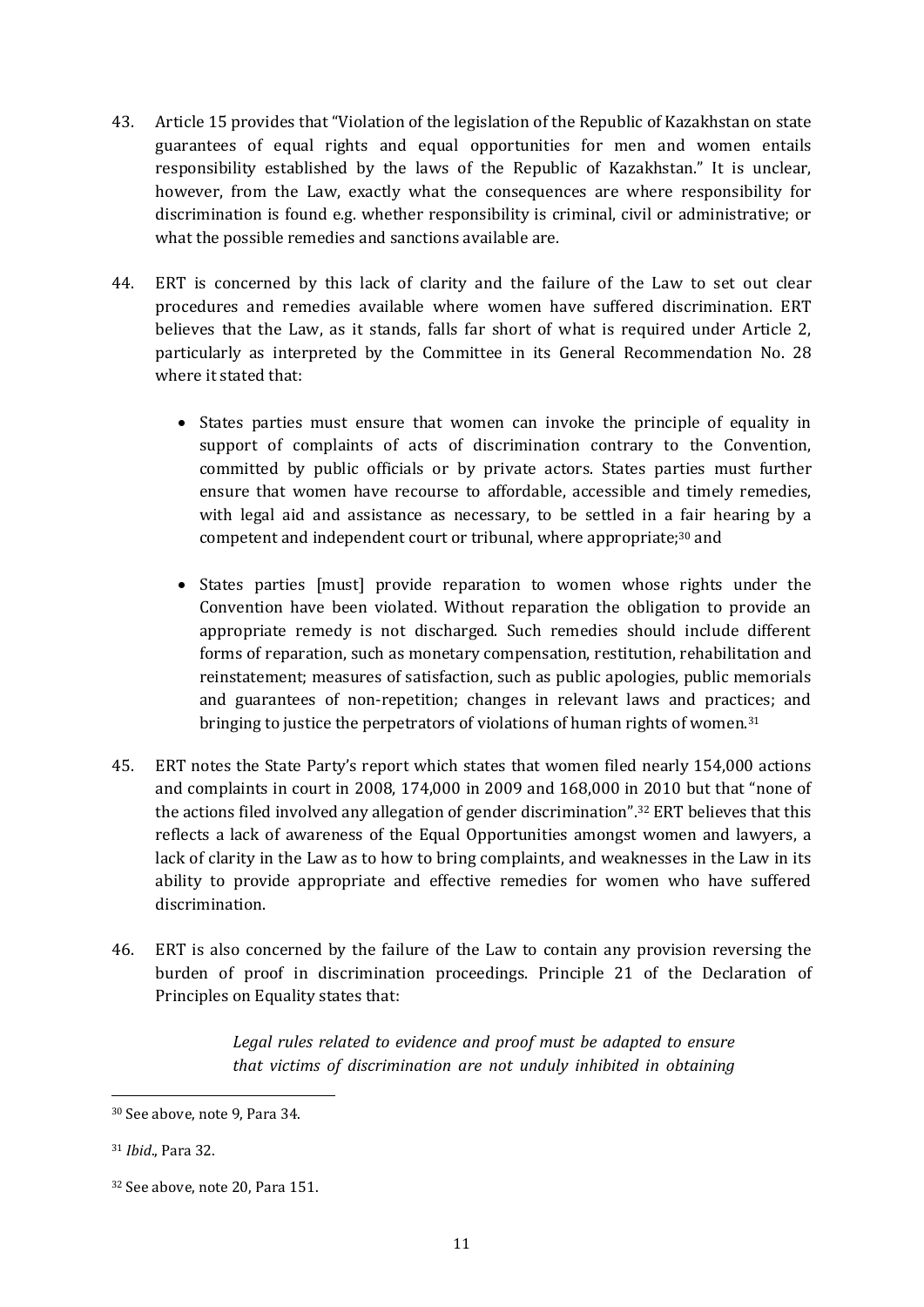43. Article 15 provides that "Violation of the legislation of the Republic of Kazakhstan on state guarantees of equal rights and equal opportunities for men and women entails responsibility established by the laws of the Republic of Kazakhstan." It is unclear, however, from the Law, exactly what the consequences are where responsibility for discrimination is found e.g. whether responsibility is criminal, civil or administrative; or what the possible remedies and sanctions available are.

44. ERT is concerned by this lack of clarity and the failure of the Law to set out clear procedures and remedies available where women have suffered discrimination. ERT believes that the Law, as it stands, falls far short of what is required under Article 2, particularly as interpreted by the Committee in its General Recommendation No. 28 where it stated that:

    - States parties must ensure that women can invoke the principle of equality in support of complaints of acts of discrimination contrary to the Convention, committed by public officials or by private actors. States parties must further ensure that women have recourse to affordable, accessible and timely remedies, with legal aid and assistance as necessary, to be settled in a fair hearing by a competent and independent court or tribunal, where appropriate;[30] and

    - States parties [must] provide reparation to women whose rights under the Convention have been violated. Without reparation the obligation to provide an appropriate remedy is not discharged. Such remedies should include different forms of reparation, such as monetary compensation, restitution, rehabilitation and reinstatement; measures of satisfaction, such as public apologies, public memorials and guarantees of non-repetition; changes in relevant laws and practices; and bringing to justice the perpetrators of violations of human rights of women.[31]

45. ERT notes the State Party's report which states that women filed nearly 154,000 actions and complaints in court in 2008, 174,000 in 2009 and 168,000 in 2010 but that "none of the actions filed involved any allegation of gender discrimination".[32] ERT believes that this reflects a lack of awareness of the Equal Opportunities amongst women and lawyers, a lack of clarity in the Law as to how to bring complaints, and weaknesses in the Law in its ability to provide appropriate and effective remedies for women who have suffered discrimination.

46. ERT is also concerned by the failure of the Law to contain any provision reversing the burden of proof in discrimination proceedings. Principle 21 of the Declaration of Principles on Equality states that:

    > *Legal rules related to evidence and proof must be adapted to ensure that victims of discrimination are not unduly inhibited in obtaining*

---

[30] See above, note 9, Para 34.

[31] *Ibid*., Para 32.

[32] See above, note 20, Para 151.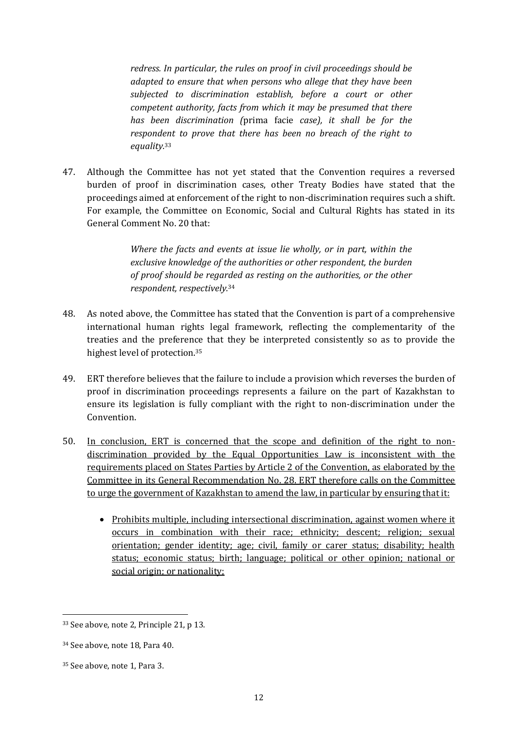> *redress. In particular, the rules on proof in civil proceedings should be adapted to ensure that when persons who allege that they have been subjected to discrimination establish, before a court or other competent authority, facts from which it may be presumed that there has been discrimination (*prima facie *case), it shall be for the respondent to prove that there has been no breach of the right to equality.*[33]

47. Although the Committee has not yet stated that the Convention requires a reversed burden of proof in discrimination cases, other Treaty Bodies have stated that the proceedings aimed at enforcement of the right to non-discrimination requires such a shift. For example, the Committee on Economic, Social and Cultural Rights has stated in its General Comment No. 20 that:

> *Where the facts and events at issue lie wholly, or in part, within the exclusive knowledge of the authorities or other respondent, the burden of proof should be regarded as resting on the authorities, or the other respondent, respectively.*[34]

48. As noted above, the Committee has stated that the Convention is part of a comprehensive international human rights legal framework, reflecting the complementarity of the treaties and the preference that they be interpreted consistently so as to provide the highest level of protection.[35]

49. ERT therefore believes that the failure to include a provision which reverses the burden of proof in discrimination proceedings represents a failure on the part of Kazakhstan to ensure its legislation is fully compliant with the right to non-discrimination under the Convention.

50. <u>In conclusion, ERT is concerned that the scope and definition of the right to non-discrimination provided by the Equal Opportunities Law is inconsistent with the requirements placed on States Parties by Article 2 of the Convention, as elaborated by the Committee in its General Recommendation No. 28. ERT therefore calls on the Committee to urge the government of Kazakhstan to amend the law, in particular by ensuring that it:</u>

    - <u>Prohibits multiple, including intersectional discrimination, against women where it occurs in combination with their race; ethnicity; descent; religion; sexual orientation; gender identity; age; civil, family or carer status; disability; health status; economic status; birth; language; political or other opinion; national or social origin; or nationality;</u>

---

[33] See above, note 2, Principle 21, p 13.

[34] See above, note 18, Para 40.

[35] See above, note 1, Para 3.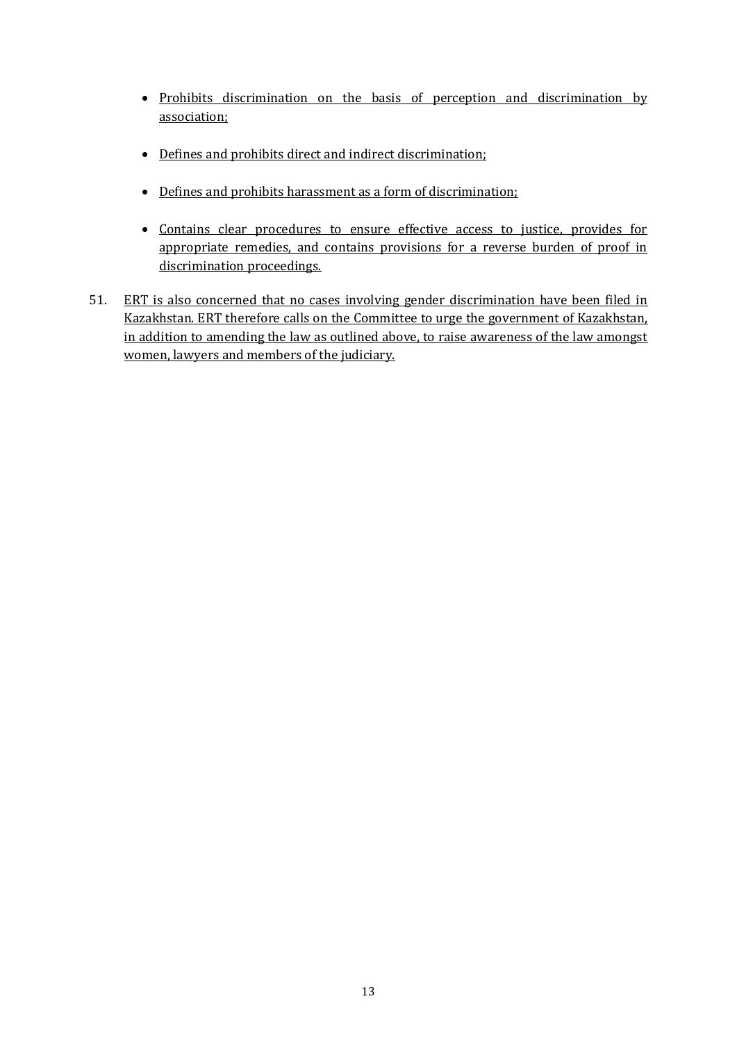- Prohibits discrimination on the basis of perception and discrimination by association;

- Defines and prohibits direct and indirect discrimination;

- Defines and prohibits harassment as a form of discrimination;

- Contains clear procedures to ensure effective access to justice, provides for appropriate remedies, and contains provisions for a reverse burden of proof in discrimination proceedings.

51. ERT is also concerned that no cases involving gender discrimination have been filed in Kazakhstan. ERT therefore calls on the Committee to urge the government of Kazakhstan, in addition to amending the law as outlined above, to raise awareness of the law amongst women, lawyers and members of the judiciary.